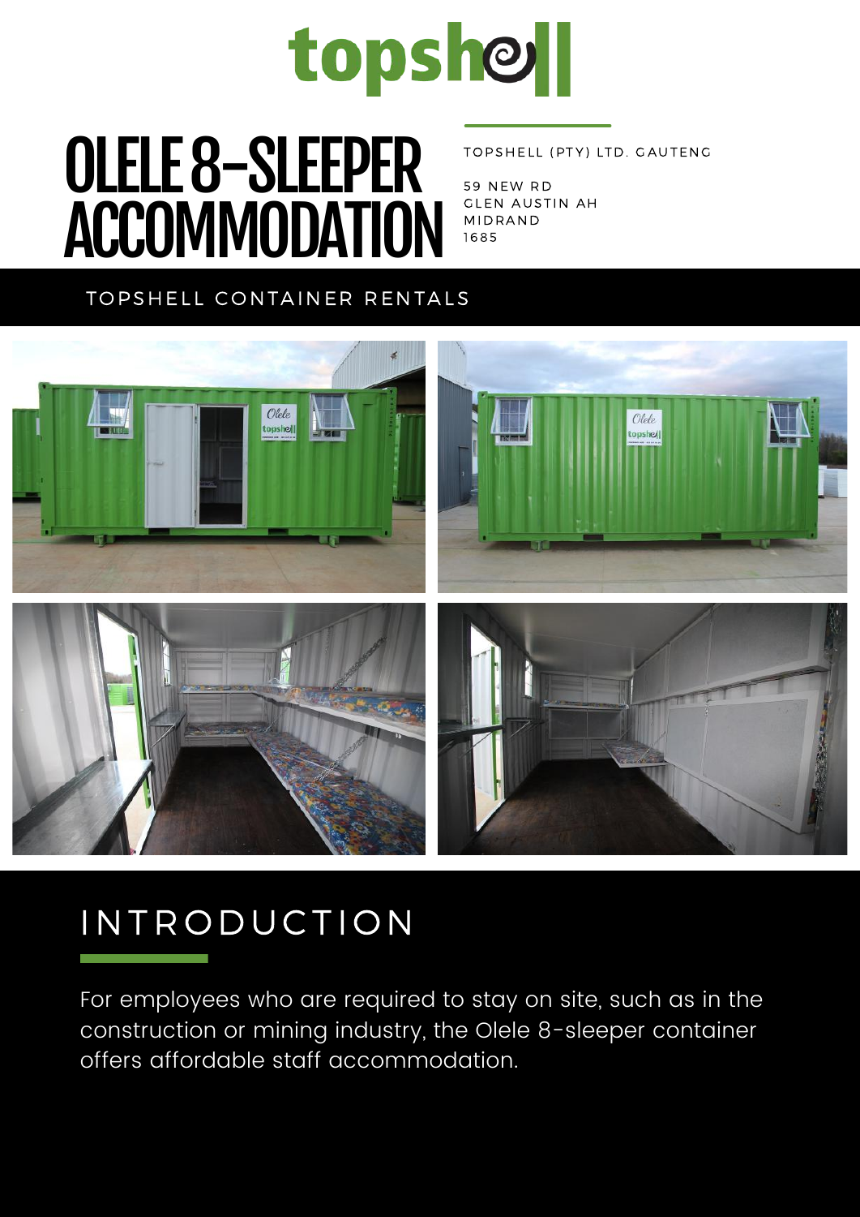topshell

# OLELE 8-SLEEPER ACCOMMODATION

TOPSHELL (PTY) LTD. GAUTENG

59 NEW RD
GLEN AUSTIN AH
MIDRAND
1685

TOPSHELL CONTAINER RENTALS

## INTRODUCTION

For employees who are required to stay on site, such as in the construction or mining industry, the Olele 8-sleeper container offers affordable staff accommodation.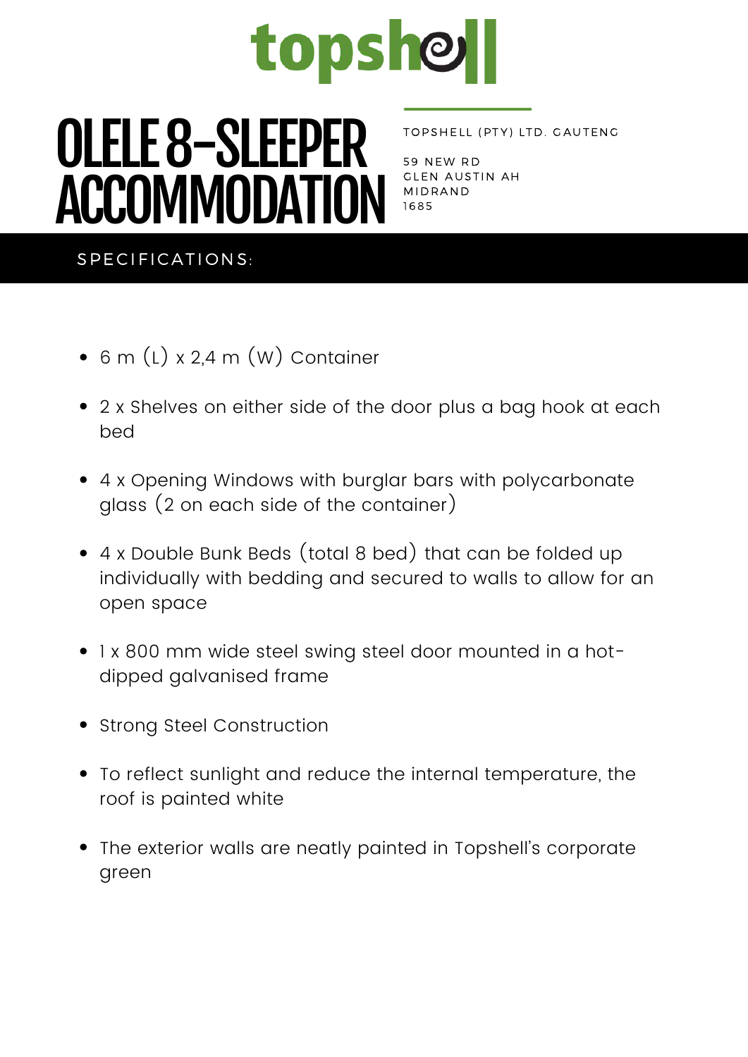topshell

# OLELE 8-SLEEPER ACCOMMODATION

TOPSHELL (PTY) LTD. GAUTENG

59 NEW RD
GLEN AUSTIN AH
MIDRAND
1685

## SPECIFICATIONS:

- 6 m (L) x 2,4 m (W) Container
- 2 x Shelves on either side of the door plus a bag hook at each bed
- 4 x Opening Windows with burglar bars with polycarbonate glass (2 on each side of the container)
- 4 x Double Bunk Beds (total 8 bed) that can be folded up individually with bedding and secured to walls to allow for an open space
- 1 x 800 mm wide steel swing steel door mounted in a hot-dipped galvanised frame
- Strong Steel Construction
- To reflect sunlight and reduce the internal temperature, the roof is painted white
- The exterior walls are neatly painted in Topshell's corporate green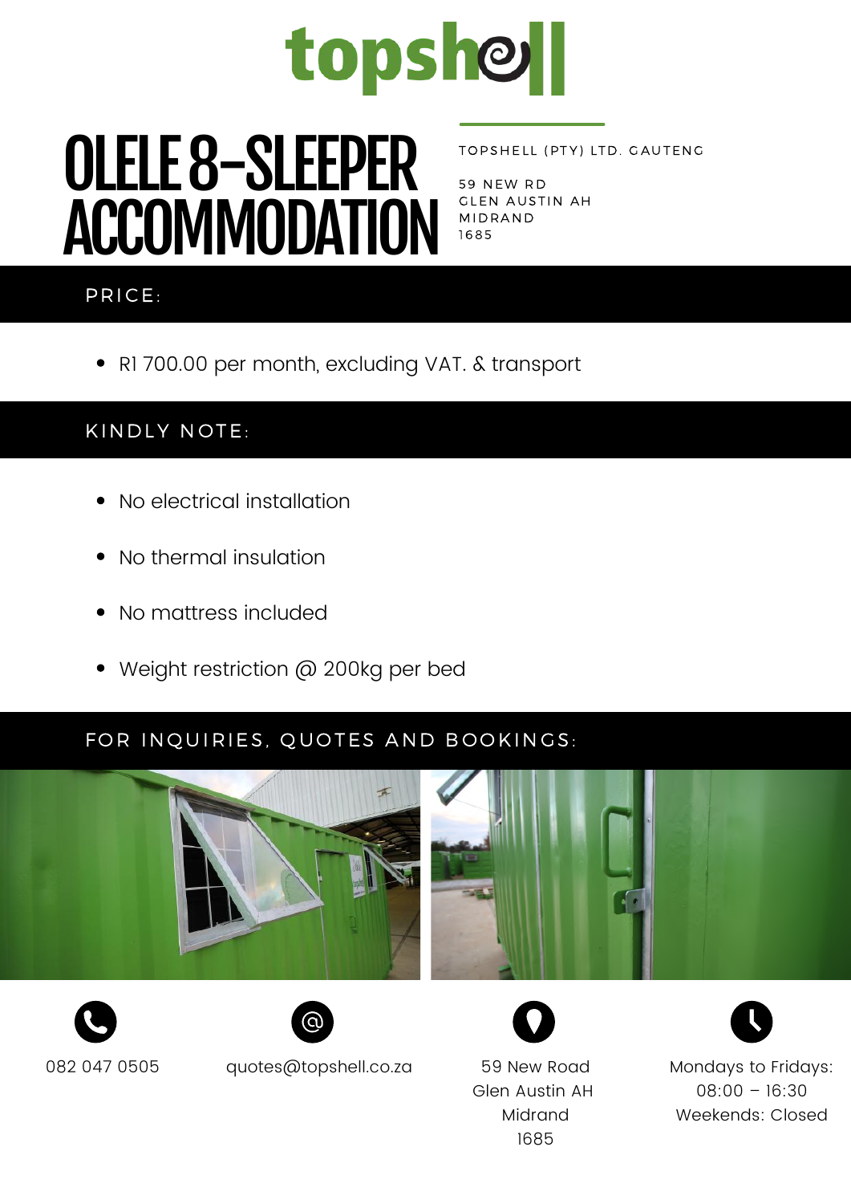topshell

# OLELE 8-SLEEPER ACCOMMODATION

TOPSHELL (PTY) LTD. GAUTENG

59 NEW RD
GLEN AUSTIN AH
MIDRAND
1685

## PRICE:

- R1 700.00 per month, excluding VAT. & transport

## KINDLY NOTE:

- No electrical installation
- No thermal insulation
- No mattress included
- Weight restriction @ 200kg per bed

## FOR INQUIRIES, QUOTES AND BOOKINGS:

082 047 0505

quotes@topshell.co.za

59 New Road
Glen Austin AH
Midrand
1685

Mondays to Fridays:
08:00 – 16:30
Weekends: Closed